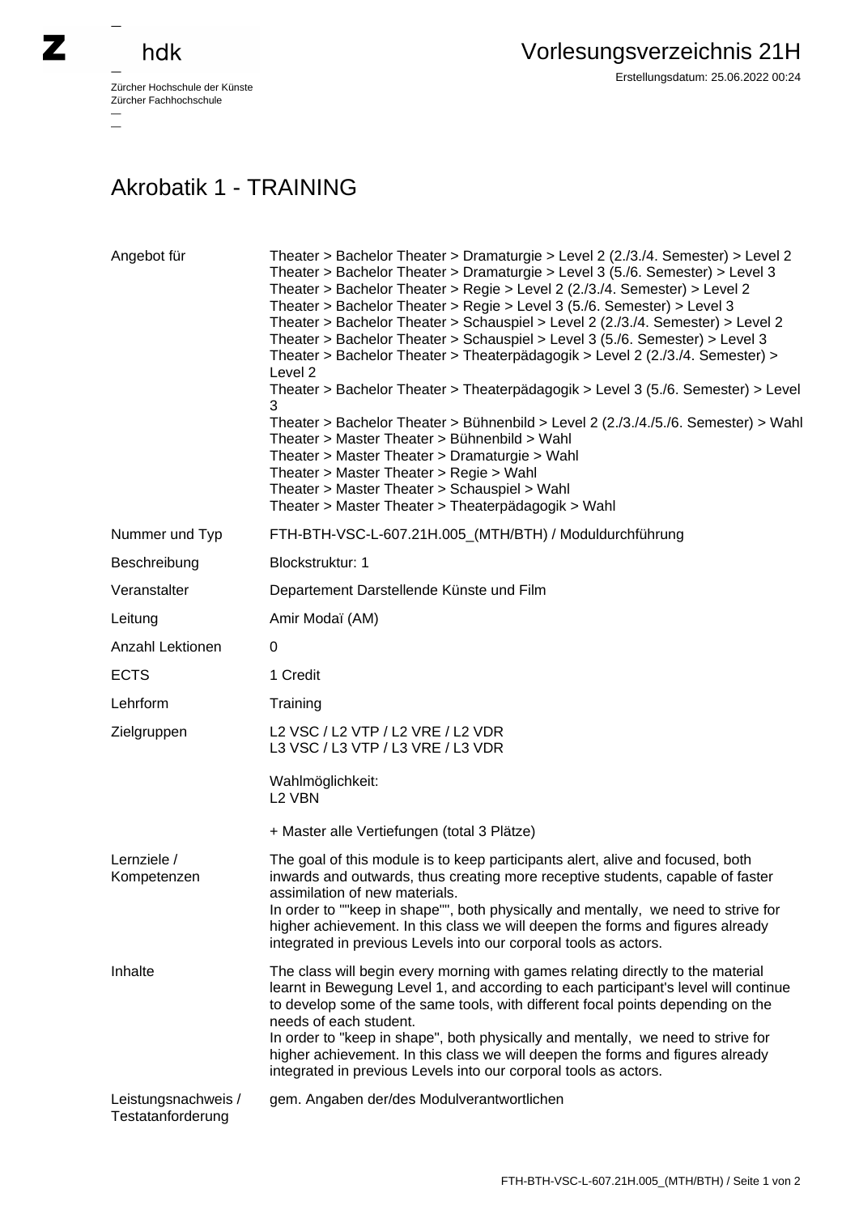Zürcher Hochschule der Künste
Zürcher Fachhochschule

# Vorlesungsverzeichnis 21H

Erstellungsdatum: 25.06.2022 00:24

## Akrobatik 1 - TRAINING

| | |
|---|---|
| Angebot für | Theater > Bachelor Theater > Dramaturgie > Level 2 (2./3./4. Semester) > Level 2<br>Theater > Bachelor Theater > Dramaturgie > Level 3 (5./6. Semester) > Level 3<br>Theater > Bachelor Theater > Regie > Level 2 (2./3./4. Semester) > Level 2<br>Theater > Bachelor Theater > Regie > Level 3 (5./6. Semester) > Level 3<br>Theater > Bachelor Theater > Schauspiel > Level 2 (2./3./4. Semester) > Level 2<br>Theater > Bachelor Theater > Schauspiel > Level 3 (5./6. Semester) > Level 3<br>Theater > Bachelor Theater > Theaterpädagogik > Level 2 (2./3./4. Semester) > Level 2<br>Theater > Bachelor Theater > Theaterpädagogik > Level 3 (5./6. Semester) > Level 3<br>Theater > Bachelor Theater > Bühnenbild > Level 2 (2./3./4./5./6. Semester) > Wahl<br>Theater > Master Theater > Bühnenbild > Wahl<br>Theater > Master Theater > Dramaturgie > Wahl<br>Theater > Master Theater > Regie > Wahl<br>Theater > Master Theater > Schauspiel > Wahl<br>Theater > Master Theater > Theaterpädagogik > Wahl |
| Nummer und Typ | FTH-BTH-VSC-L-607.21H.005_(MTH/BTH) / Moduldurchführung |
| Beschreibung | Blockstruktur: 1 |
| Veranstalter | Departement Darstellende Künste und Film |
| Leitung | Amir Modaï (AM) |
| Anzahl Lektionen | 0 |
| ECTS | 1 Credit |
| Lehrform | Training |
| Zielgruppen | L2 VSC / L2 VTP / L2 VRE / L2 VDR<br>L3 VSC / L3 VTP / L3 VRE / L3 VDR<br><br>Wahlmöglichkeit:<br>L2 VBN<br><br>+ Master alle Vertiefungen (total 3 Plätze) |
| Lernziele / Kompetenzen | The goal of this module is to keep participants alert, alive and focused, both inwards and outwards, thus creating more receptive students, capable of faster assimilation of new materials.<br>In order to ""keep in shape"", both physically and mentally, we need to strive for higher achievement. In this class we will deepen the forms and figures already integrated in previous Levels into our corporal tools as actors. |
| Inhalte | The class will begin every morning with games relating directly to the material learnt in Bewegung Level 1, and according to each participant's level will continue to develop some of the same tools, with different focal points depending on the needs of each student.<br>In order to "keep in shape", both physically and mentally, we need to strive for higher achievement. In this class we will deepen the forms and figures already integrated in previous Levels into our corporal tools as actors. |
| Leistungsnachweis / Testatanforderung | gem. Angaben der/des Modulverantwortlichen |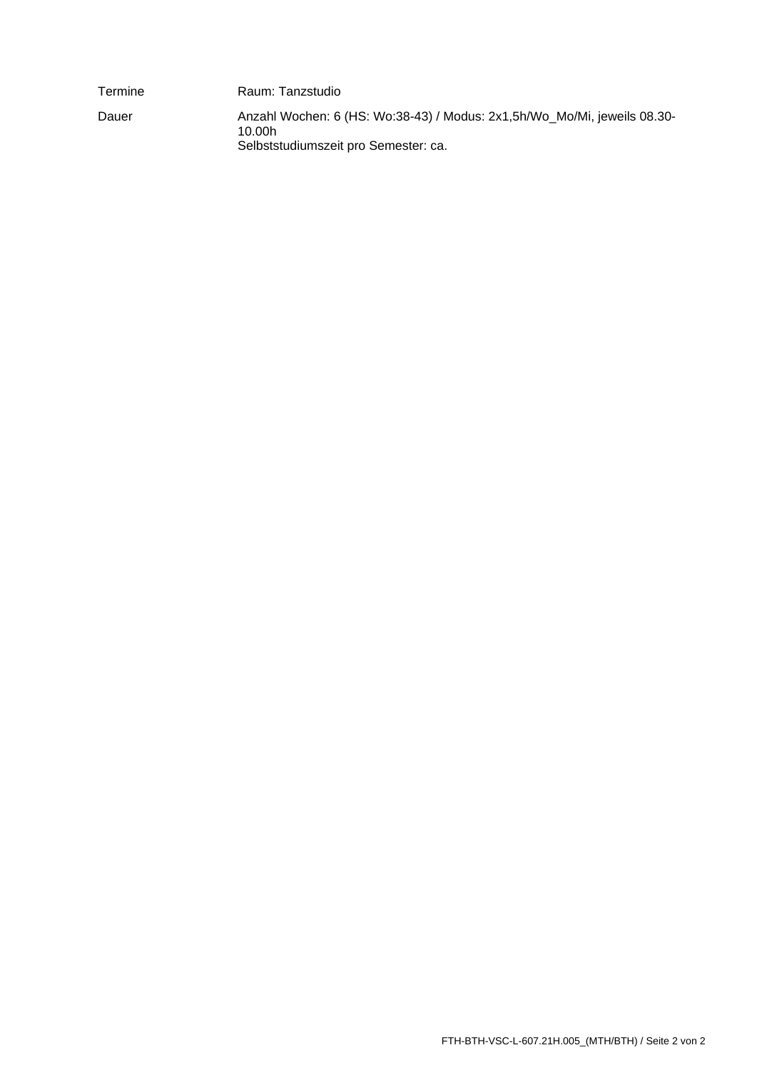| | |
|---|---|
| Termine | Raum: Tanzstudio |
| Dauer | Anzahl Wochen: 6 (HS: Wo:38-43) / Modus: 2x1,5h/Wo_Mo/Mi, jeweils 08.30-10.00h<br>Selbststudiumszeit pro Semester: ca. |